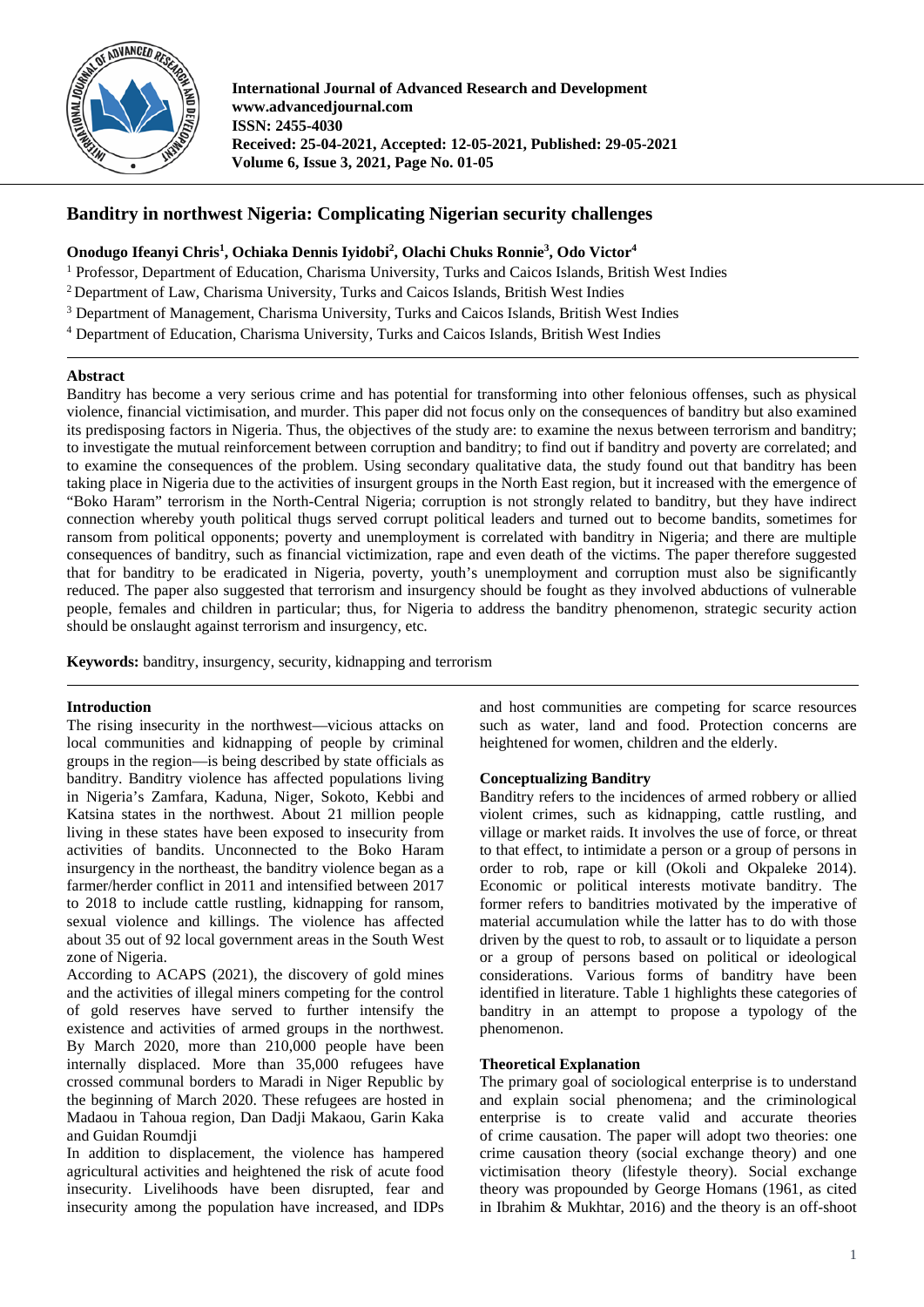# Banditry in northwest Nigeria: Complicating Nigerian security challenges

**Onodugo Ifeanyi Chris[1], Ochiaka Dennis Iyidobi[2], Olachi Chuks Ronnie[3], Odo Victor[4]**

[1] Professor, Department of Education, Charisma University, Turks and Caicos Islands, British West Indies
[2] Department of Law, Charisma University, Turks and Caicos Islands, British West Indies
[3] Department of Management, Charisma University, Turks and Caicos Islands, British West Indies
[4] Department of Education, Charisma University, Turks and Caicos Islands, British West Indies

## Abstract

Banditry has become a very serious crime and has potential for transforming into other felonious offenses, such as physical violence, financial victimisation, and murder. This paper did not focus only on the consequences of banditry but also examined its predisposing factors in Nigeria. Thus, the objectives of the study are: to examine the nexus between terrorism and banditry; to investigate the mutual reinforcement between corruption and banditry; to find out if banditry and poverty are correlated; and to examine the consequences of the problem. Using secondary qualitative data, the study found out that banditry has been taking place in Nigeria due to the activities of insurgent groups in the North East region, but it increased with the emergence of "Boko Haram" terrorism in the North-Central Nigeria; corruption is not strongly related to banditry, but they have indirect connection whereby youth political thugs served corrupt political leaders and turned out to become bandits, sometimes for ransom from political opponents; poverty and unemployment is correlated with banditry in Nigeria; and there are multiple consequences of banditry, such as financial victimization, rape and even death of the victims. The paper therefore suggested that for banditry to be eradicated in Nigeria, poverty, youth's unemployment and corruption must also be significantly reduced. The paper also suggested that terrorism and insurgency should be fought as they involved abductions of vulnerable people, females and children in particular; thus, for Nigeria to address the banditry phenomenon, strategic security action should be onslaught against terrorism and insurgency, etc.

**Keywords:** banditry, insurgency, security, kidnapping and terrorism

## Introduction

The rising insecurity in the northwest—vicious attacks on local communities and kidnapping of people by criminal groups in the region—is being described by state officials as banditry. Banditry violence has affected populations living in Nigeria's Zamfara, Kaduna, Niger, Sokoto, Kebbi and Katsina states in the northwest. About 21 million people living in these states have been exposed to insecurity from activities of bandits. Unconnected to the Boko Haram insurgency in the northeast, the banditry violence began as a farmer/herder conflict in 2011 and intensified between 2017 to 2018 to include cattle rustling, kidnapping for ransom, sexual violence and killings. The violence has affected about 35 out of 92 local government areas in the South West zone of Nigeria.

According to ACAPS (2021), the discovery of gold mines and the activities of illegal miners competing for the control of gold reserves have served to further intensify the existence and activities of armed groups in the northwest. By March 2020, more than 210,000 people have been internally displaced. More than 35,000 refugees have crossed communal borders to Maradi in Niger Republic by the beginning of March 2020. These refugees are hosted in Madaou in Tahoua region, Dan Dadji Makaou, Garin Kaka and Guidan Roumdji

In addition to displacement, the violence has hampered agricultural activities and heightened the risk of acute food insecurity. Livelihoods have been disrupted, fear and insecurity among the population have increased, and IDPs and host communities are competing for scarce resources such as water, land and food. Protection concerns are heightened for women, children and the elderly.

## Conceptualizing Banditry

Banditry refers to the incidences of armed robbery or allied violent crimes, such as kidnapping, cattle rustling, and village or market raids. It involves the use of force, or threat to that effect, to intimidate a person or a group of persons in order to rob, rape or kill (Okoli and Okpaleke 2014). Economic or political interests motivate banditry. The former refers to banditries motivated by the imperative of material accumulation while the latter has to do with those driven by the quest to rob, to assault or to liquidate a person or a group of persons based on political or ideological considerations. Various forms of banditry have been identified in literature. Table 1 highlights these categories of banditry in an attempt to propose a typology of the phenomenon.

## Theoretical Explanation

The primary goal of sociological enterprise is to understand and explain social phenomena; and the criminological enterprise is to create valid and accurate theories of crime causation. The paper will adopt two theories: one crime causation theory (social exchange theory) and one victimisation theory (lifestyle theory). Social exchange theory was propounded by George Homans (1961, as cited in Ibrahim & Mukhtar, 2016) and the theory is an off-shoot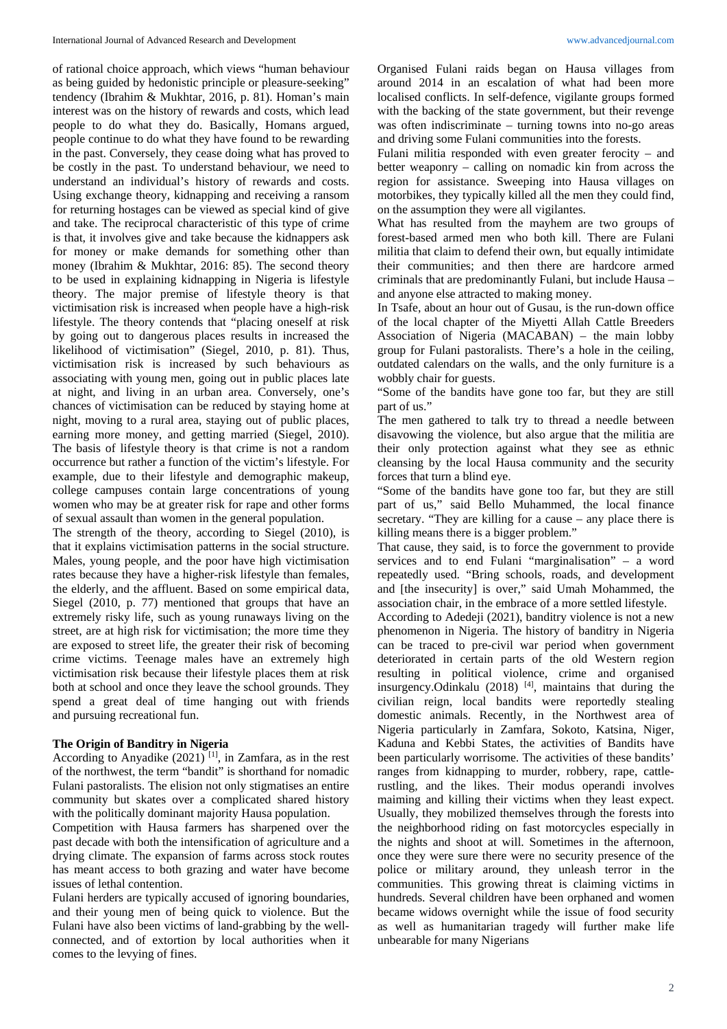of rational choice approach, which views "human behaviour as being guided by hedonistic principle or pleasure-seeking" tendency (Ibrahim & Mukhtar, 2016, p. 81). Homan's main interest was on the history of rewards and costs, which lead people to do what they do. Basically, Homans argued, people continue to do what they have found to be rewarding in the past. Conversely, they cease doing what has proved to be costly in the past. To understand behaviour, we need to understand an individual's history of rewards and costs. Using exchange theory, kidnapping and receiving a ransom for returning hostages can be viewed as special kind of give and take. The reciprocal characteristic of this type of crime is that, it involves give and take because the kidnappers ask for money or make demands for something other than money (Ibrahim & Mukhtar, 2016: 85). The second theory to be used in explaining kidnapping in Nigeria is lifestyle theory. The major premise of lifestyle theory is that victimisation risk is increased when people have a high-risk lifestyle. The theory contends that "placing oneself at risk by going out to dangerous places results in increased the likelihood of victimisation" (Siegel, 2010, p. 81). Thus, victimisation risk is increased by such behaviours as associating with young men, going out in public places late at night, and living in an urban area. Conversely, one's chances of victimisation can be reduced by staying home at night, moving to a rural area, staying out of public places, earning more money, and getting married (Siegel, 2010). The basis of lifestyle theory is that crime is not a random occurrence but rather a function of the victim's lifestyle. For example, due to their lifestyle and demographic makeup, college campuses contain large concentrations of young women who may be at greater risk for rape and other forms of sexual assault than women in the general population.

The strength of the theory, according to Siegel (2010), is that it explains victimisation patterns in the social structure. Males, young people, and the poor have high victimisation rates because they have a higher-risk lifestyle than females, the elderly, and the affluent. Based on some empirical data, Siegel (2010, p. 77) mentioned that groups that have an extremely risky life, such as young runaways living on the street, are at high risk for victimisation; the more time they are exposed to street life, the greater their risk of becoming crime victims. Teenage males have an extremely high victimisation risk because their lifestyle places them at risk both at school and once they leave the school grounds. They spend a great deal of time hanging out with friends and pursuing recreational fun.

## The Origin of Banditry in Nigeria

According to Anyadike (2021) [1], in Zamfara, as in the rest of the northwest, the term "bandit" is shorthand for nomadic Fulani pastoralists. The elision not only stigmatises an entire community but skates over a complicated shared history with the politically dominant majority Hausa population.

Competition with Hausa farmers has sharpened over the past decade with both the intensification of agriculture and a drying climate. The expansion of farms across stock routes has meant access to both grazing and water have become issues of lethal contention.

Fulani herders are typically accused of ignoring boundaries, and their young men of being quick to violence. But the Fulani have also been victims of land-grabbing by the well-connected, and of extortion by local authorities when it comes to the levying of fines.

Organised Fulani raids began on Hausa villages from around 2014 in an escalation of what had been more localised conflicts. In self-defence, vigilante groups formed with the backing of the state government, but their revenge was often indiscriminate – turning towns into no-go areas and driving some Fulani communities into the forests.

Fulani militia responded with even greater ferocity – and better weaponry – calling on nomadic kin from across the region for assistance. Sweeping into Hausa villages on motorbikes, they typically killed all the men they could find, on the assumption they were all vigilantes.

What has resulted from the mayhem are two groups of forest-based armed men who both kill. There are Fulani militia that claim to defend their own, but equally intimidate their communities; and then there are hardcore armed criminals that are predominantly Fulani, but include Hausa – and anyone else attracted to making money.

In Tsafe, about an hour out of Gusau, is the run-down office of the local chapter of the Miyetti Allah Cattle Breeders Association of Nigeria (MACABAN) – the main lobby group for Fulani pastoralists. There's a hole in the ceiling, outdated calendars on the walls, and the only furniture is a wobbly chair for guests.

"Some of the bandits have gone too far, but they are still part of us."

The men gathered to talk try to thread a needle between disavowing the violence, but also argue that the militia are their only protection against what they see as ethnic cleansing by the local Hausa community and the security forces that turn a blind eye.

"Some of the bandits have gone too far, but they are still part of us," said Bello Muhammed, the local finance secretary. "They are killing for a cause – any place there is killing means there is a bigger problem."

That cause, they said, is to force the government to provide services and to end Fulani "marginalisation" – a word repeatedly used. "Bring schools, roads, and development and [the insecurity] is over," said Umah Mohammed, the association chair, in the embrace of a more settled lifestyle.

According to Adedeji (2021), banditry violence is not a new phenomenon in Nigeria. The history of banditry in Nigeria can be traced to pre-civil war period when government deteriorated in certain parts of the old Western region resulting in political violence, crime and organised insurgency.Odinkalu (2018) [4], maintains that during the civilian reign, local bandits were reportedly stealing domestic animals. Recently, in the Northwest area of Nigeria particularly in Zamfara, Sokoto, Katsina, Niger, Kaduna and Kebbi States, the activities of Bandits have been particularly worrisome. The activities of these bandits' ranges from kidnapping to murder, robbery, rape, cattle-rustling, and the likes. Their modus operandi involves maiming and killing their victims when they least expect. Usually, they mobilized themselves through the forests into the neighborhood riding on fast motorcycles especially in the nights and shoot at will. Sometimes in the afternoon, once they were sure there were no security presence of the police or military around, they unleash terror in the communities. This growing threat is claiming victims in hundreds. Several children have been orphaned and women became widows overnight while the issue of food security as well as humanitarian tragedy will further make life unbearable for many Nigerians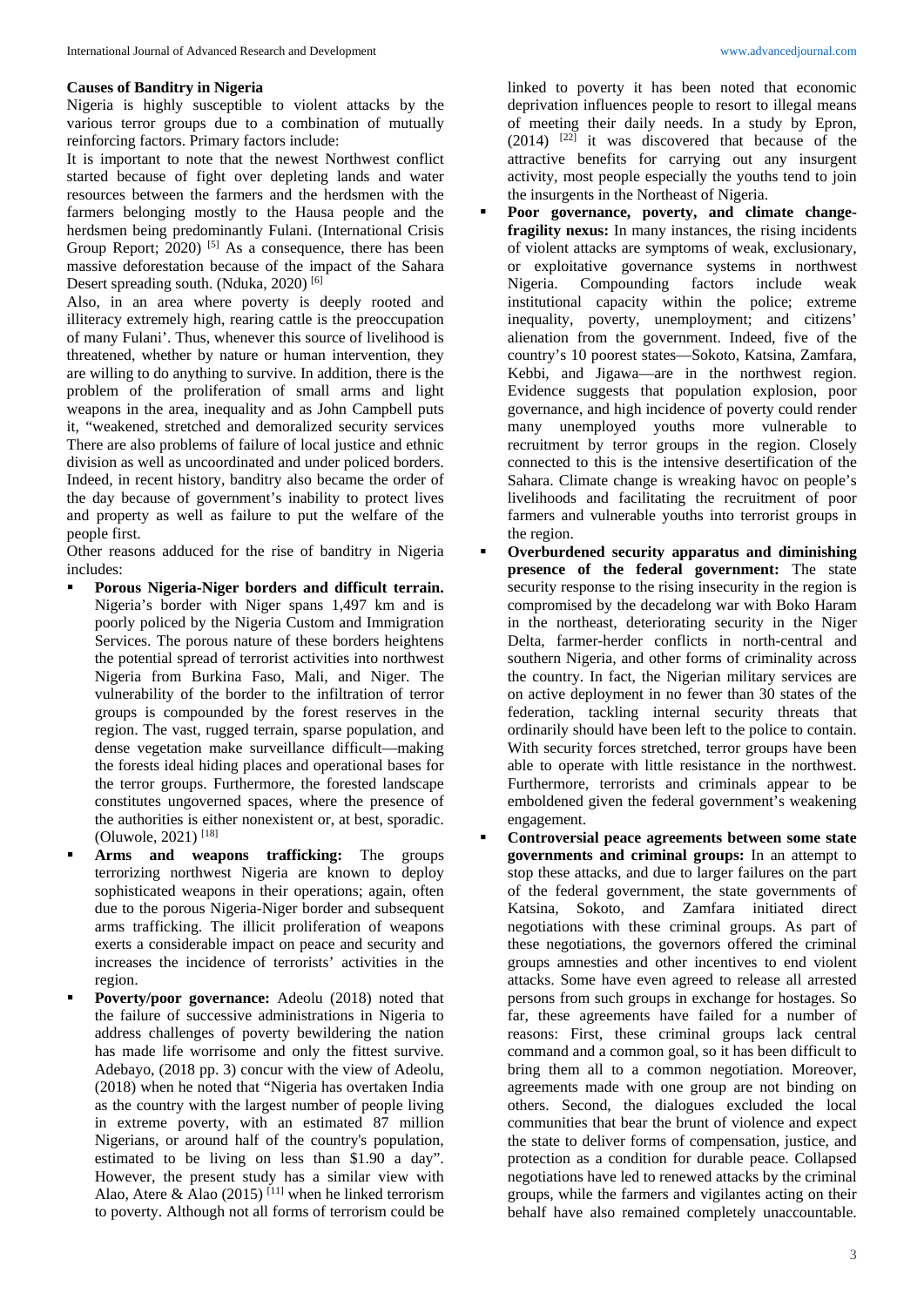### Causes of Banditry in Nigeria

Nigeria is highly susceptible to violent attacks by the various terror groups due to a combination of mutually reinforcing factors. Primary factors include:

It is important to note that the newest Northwest conflict started because of fight over depleting lands and water resources between the farmers and the herdsmen with the farmers belonging mostly to the Hausa people and the herdsmen being predominantly Fulani. (International Crisis Group Report; 2020) [5] As a consequence, there has been massive deforestation because of the impact of the Sahara Desert spreading south. (Nduka, 2020) [6]

Also, in an area where poverty is deeply rooted and illiteracy extremely high, rearing cattle is the preoccupation of many Fulani'. Thus, whenever this source of livelihood is threatened, whether by nature or human intervention, they are willing to do anything to survive. In addition, there is the problem of the proliferation of small arms and light weapons in the area, inequality and as John Campbell puts it, "weakened, stretched and demoralized security services There are also problems of failure of local justice and ethnic division as well as uncoordinated and under policed borders. Indeed, in recent history, banditry also became the order of the day because of government's inability to protect lives and property as well as failure to put the welfare of the people first.

Other reasons adduced for the rise of banditry in Nigeria includes:

- **Porous Nigeria-Niger borders and difficult terrain.** Nigeria's border with Niger spans 1,497 km and is poorly policed by the Nigeria Custom and Immigration Services. The porous nature of these borders heightens the potential spread of terrorist activities into northwest Nigeria from Burkina Faso, Mali, and Niger. The vulnerability of the border to the infiltration of terror groups is compounded by the forest reserves in the region. The vast, rugged terrain, sparse population, and dense vegetation make surveillance difficult—making the forests ideal hiding places and operational bases for the terror groups. Furthermore, the forested landscape constitutes ungoverned spaces, where the presence of the authorities is either nonexistent or, at best, sporadic. (Oluwole, 2021) [18]
- **Arms and weapons trafficking:** The groups terrorizing northwest Nigeria are known to deploy sophisticated weapons in their operations; again, often due to the porous Nigeria-Niger border and subsequent arms trafficking. The illicit proliferation of weapons exerts a considerable impact on peace and security and increases the incidence of terrorists' activities in the region.
- **Poverty/poor governance:** Adeolu (2018) noted that the failure of successive administrations in Nigeria to address challenges of poverty bewildering the nation has made life worrisome and only the fittest survive. Adebayo, (2018 pp. 3) concur with the view of Adeolu, (2018) when he noted that "Nigeria has overtaken India as the country with the largest number of people living in extreme poverty, with an estimated 87 million Nigerians, or around half of the country's population, estimated to be living on less than $1.90 a day". However, the present study has a similar view with Alao, Atere & Alao (2015) [11] when he linked terrorism to poverty. Although not all forms of terrorism could be linked to poverty it has been noted that economic deprivation influences people to resort to illegal means of meeting their daily needs. In a study by Epron, (2014) [22] it was discovered that because of the attractive benefits for carrying out any insurgent activity, most people especially the youths tend to join the insurgents in the Northeast of Nigeria.
- **Poor governance, poverty, and climate change-fragility nexus:** In many instances, the rising incidents of violent attacks are symptoms of weak, exclusionary, or exploitative governance systems in northwest Nigeria. Compounding factors include weak institutional capacity within the police; extreme inequality, poverty, unemployment; and citizens' alienation from the government. Indeed, five of the country's 10 poorest states—Sokoto, Katsina, Zamfara, Kebbi, and Jigawa—are in the northwest region. Evidence suggests that population explosion, poor governance, and high incidence of poverty could render many unemployed youths more vulnerable to recruitment by terror groups in the region. Closely connected to this is the intensive desertification of the Sahara. Climate change is wreaking havoc on people's livelihoods and facilitating the recruitment of poor farmers and vulnerable youths into terrorist groups in the region.
- **Overburdened security apparatus and diminishing presence of the federal government:** The state security response to the rising insecurity in the region is compromised by the decadelong war with Boko Haram in the northeast, deteriorating security in the Niger Delta, farmer-herder conflicts in north-central and southern Nigeria, and other forms of criminality across the country. In fact, the Nigerian military services are on active deployment in no fewer than 30 states of the federation, tackling internal security threats that ordinarily should have been left to the police to contain. With security forces stretched, terror groups have been able to operate with little resistance in the northwest. Furthermore, terrorists and criminals appear to be emboldened given the federal government's weakening engagement.
- **Controversial peace agreements between some state governments and criminal groups:** In an attempt to stop these attacks, and due to larger failures on the part of the federal government, the state governments of Katsina, Sokoto, and Zamfara initiated direct negotiations with these criminal groups. As part of these negotiations, the governors offered the criminal groups amnesties and other incentives to end violent attacks. Some have even agreed to release all arrested persons from such groups in exchange for hostages. So far, these agreements have failed for a number of reasons: First, these criminal groups lack central command and a common goal, so it has been difficult to bring them all to a common negotiation. Moreover, agreements made with one group are not binding on others. Second, the dialogues excluded the local communities that bear the brunt of violence and expect the state to deliver forms of compensation, justice, and protection as a condition for durable peace. Collapsed negotiations have led to renewed attacks by the criminal groups, while the farmers and vigilantes acting on their behalf have also remained completely unaccountable.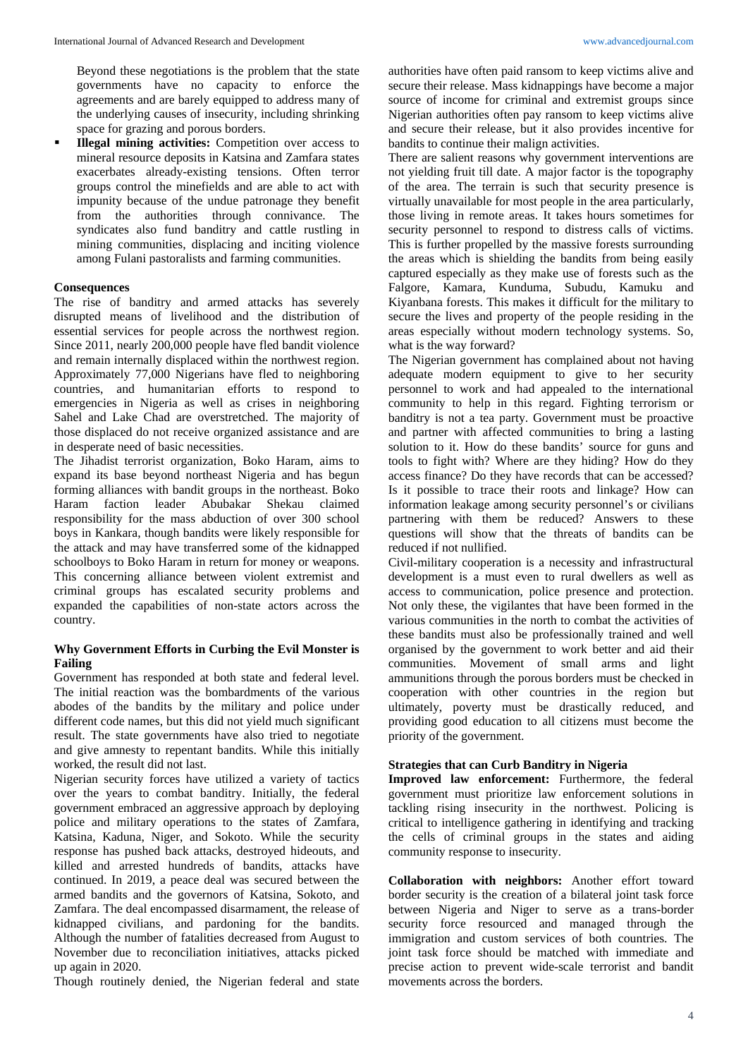Beyond these negotiations is the problem that the state governments have no capacity to enforce the agreements and are barely equipped to address many of the underlying causes of insecurity, including shrinking space for grazing and porous borders.

- **Illegal mining activities:** Competition over access to mineral resource deposits in Katsina and Zamfara states exacerbates already-existing tensions. Often terror groups control the minefields and are able to act with impunity because of the undue patronage they benefit from the authorities through connivance. The syndicates also fund banditry and cattle rustling in mining communities, displacing and inciting violence among Fulani pastoralists and farming communities.

### Consequences

The rise of banditry and armed attacks has severely disrupted means of livelihood and the distribution of essential services for people across the northwest region. Since 2011, nearly 200,000 people have fled bandit violence and remain internally displaced within the northwest region. Approximately 77,000 Nigerians have fled to neighboring countries, and humanitarian efforts to respond to emergencies in Nigeria as well as crises in neighboring Sahel and Lake Chad are overstretched. The majority of those displaced do not receive organized assistance and are in desperate need of basic necessities.

The Jihadist terrorist organization, Boko Haram, aims to expand its base beyond northeast Nigeria and has begun forming alliances with bandit groups in the northeast. Boko Haram faction leader Abubakar Shekau claimed responsibility for the mass abduction of over 300 school boys in Kankara, though bandits were likely responsible for the attack and may have transferred some of the kidnapped schoolboys to Boko Haram in return for money or weapons. This concerning alliance between violent extremist and criminal groups has escalated security problems and expanded the capabilities of non-state actors across the country.

### Why Government Efforts in Curbing the Evil Monster is Failing

Government has responded at both state and federal level. The initial reaction was the bombardments of the various abodes of the bandits by the military and police under different code names, but this did not yield much significant result. The state governments have also tried to negotiate and give amnesty to repentant bandits. While this initially worked, the result did not last.

Nigerian security forces have utilized a variety of tactics over the years to combat banditry. Initially, the federal government embraced an aggressive approach by deploying police and military operations to the states of Zamfara, Katsina, Kaduna, Niger, and Sokoto. While the security response has pushed back attacks, destroyed hideouts, and killed and arrested hundreds of bandits, attacks have continued. In 2019, a peace deal was secured between the armed bandits and the governors of Katsina, Sokoto, and Zamfara. The deal encompassed disarmament, the release of kidnapped civilians, and pardoning for the bandits. Although the number of fatalities decreased from August to November due to reconciliation initiatives, attacks picked up again in 2020.

Though routinely denied, the Nigerian federal and state authorities have often paid ransom to keep victims alive and secure their release. Mass kidnappings have become a major source of income for criminal and extremist groups since Nigerian authorities often pay ransom to keep victims alive and secure their release, but it also provides incentive for bandits to continue their malign activities.

There are salient reasons why government interventions are not yielding fruit till date. A major factor is the topography of the area. The terrain is such that security presence is virtually unavailable for most people in the area particularly, those living in remote areas. It takes hours sometimes for security personnel to respond to distress calls of victims. This is further propelled by the massive forests surrounding the areas which is shielding the bandits from being easily captured especially as they make use of forests such as the Falgore, Kamara, Kunduma, Subudu, Kamuku and Kiyanbana forests. This makes it difficult for the military to secure the lives and property of the people residing in the areas especially without modern technology systems. So, what is the way forward?

The Nigerian government has complained about not having adequate modern equipment to give to her security personnel to work and had appealed to the international community to help in this regard. Fighting terrorism or banditry is not a tea party. Government must be proactive and partner with affected communities to bring a lasting solution to it. How do these bandits' source for guns and tools to fight with? Where are they hiding? How do they access finance? Do they have records that can be accessed? Is it possible to trace their roots and linkage? How can information leakage among security personnel's or civilians partnering with them be reduced? Answers to these questions will show that the threats of bandits can be reduced if not nullified.

Civil-military cooperation is a necessity and infrastructural development is a must even to rural dwellers as well as access to communication, police presence and protection. Not only these, the vigilantes that have been formed in the various communities in the north to combat the activities of these bandits must also be professionally trained and well organised by the government to work better and aid their communities. Movement of small arms and light ammunitions through the porous borders must be checked in cooperation with other countries in the region but ultimately, poverty must be drastically reduced, and providing good education to all citizens must become the priority of the government.

### Strategies that can Curb Banditry in Nigeria

**Improved law enforcement:** Furthermore, the federal government must prioritize law enforcement solutions in tackling rising insecurity in the northwest. Policing is critical to intelligence gathering in identifying and tracking the cells of criminal groups in the states and aiding community response to insecurity.

**Collaboration with neighbors:** Another effort toward border security is the creation of a bilateral joint task force between Nigeria and Niger to serve as a trans-border security force resourced and managed through the immigration and custom services of both countries. The joint task force should be matched with immediate and precise action to prevent wide-scale terrorist and bandit movements across the borders.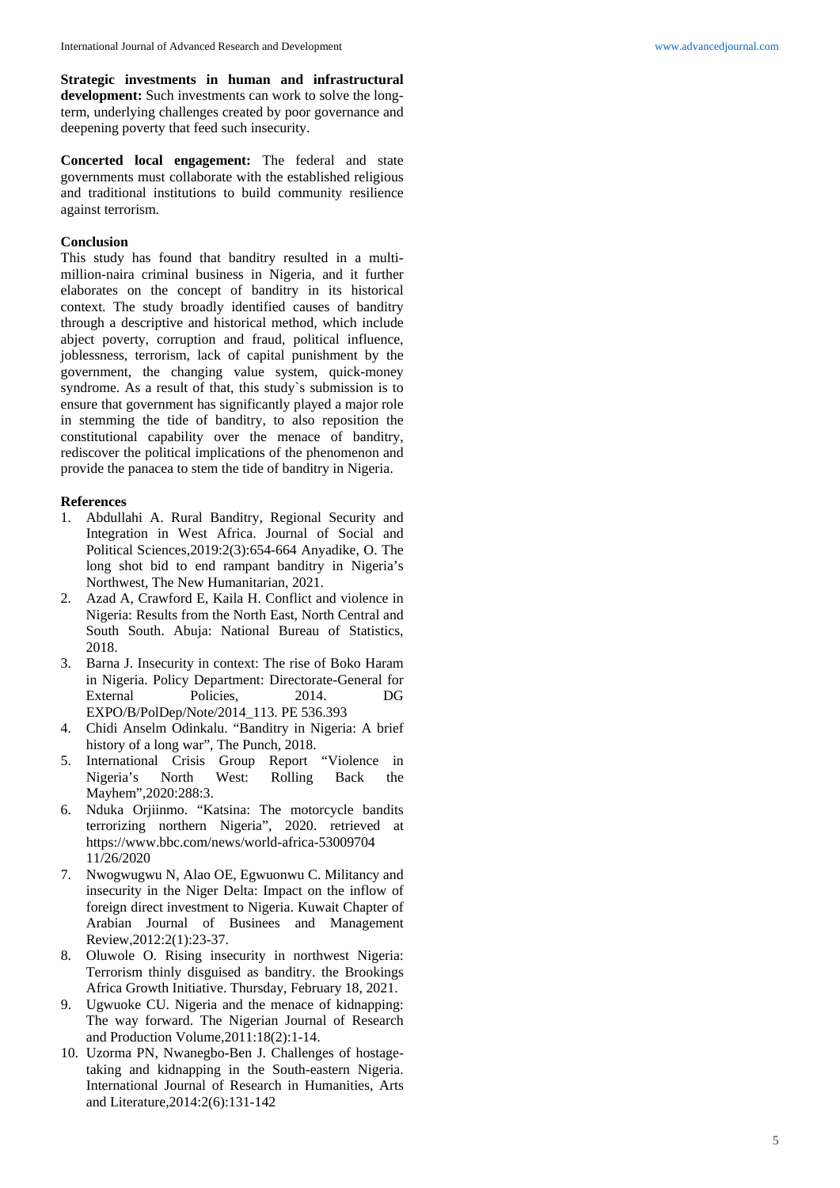**Strategic investments in human and infrastructural development:** Such investments can work to solve the long-term, underlying challenges created by poor governance and deepening poverty that feed such insecurity.

**Concerted local engagement:** The federal and state governments must collaborate with the established religious and traditional institutions to build community resilience against terrorism.

## Conclusion

This study has found that banditry resulted in a multi-million-naira criminal business in Nigeria, and it further elaborates on the concept of banditry in its historical context. The study broadly identified causes of banditry through a descriptive and historical method, which include abject poverty, corruption and fraud, political influence, joblessness, terrorism, lack of capital punishment by the government, the changing value system, quick-money syndrome. As a result of that, this study`s submission is to ensure that government has significantly played a major role in stemming the tide of banditry, to also reposition the constitutional capability over the menace of banditry, rediscover the political implications of the phenomenon and provide the panacea to stem the tide of banditry in Nigeria.

## References

1. Abdullahi A. Rural Banditry, Regional Security and Integration in West Africa. Journal of Social and Political Sciences,2019:2(3):654-664 Anyadike, O. The long shot bid to end rampant banditry in Nigeria's Northwest, The New Humanitarian, 2021.
2. Azad A, Crawford E, Kaila H. Conflict and violence in Nigeria: Results from the North East, North Central and South South. Abuja: National Bureau of Statistics, 2018.
3. Barna J. Insecurity in context: The rise of Boko Haram in Nigeria. Policy Department: Directorate-General for External Policies, 2014. DG EXPO/B/PolDep/Note/2014_113. PE 536.393
4. Chidi Anselm Odinkalu. "Banditry in Nigeria: A brief history of a long war", The Punch, 2018.
5. International Crisis Group Report "Violence in Nigeria's North West: Rolling Back the Mayhem",2020:288:3.
6. Nduka Orjiinmo. "Katsina: The motorcycle bandits terrorizing northern Nigeria", 2020. retrieved at https://www.bbc.com/news/world-africa-53009704 11/26/2020
7. Nwogwugwu N, Alao OE, Egwuonwu C. Militancy and insecurity in the Niger Delta: Impact on the inflow of foreign direct investment to Nigeria. Kuwait Chapter of Arabian Journal of Businees and Management Review,2012:2(1):23-37.
8. Oluwole O. Rising insecurity in northwest Nigeria: Terrorism thinly disguised as banditry. the Brookings Africa Growth Initiative. Thursday, February 18, 2021.
9. Ugwuoke CU. Nigeria and the menace of kidnapping: The way forward. The Nigerian Journal of Research and Production Volume,2011:18(2):1-14.
10. Uzorma PN, Nwanegbo-Ben J. Challenges of hostage-taking and kidnapping in the South-eastern Nigeria. International Journal of Research in Humanities, Arts and Literature,2014:2(6):131-142